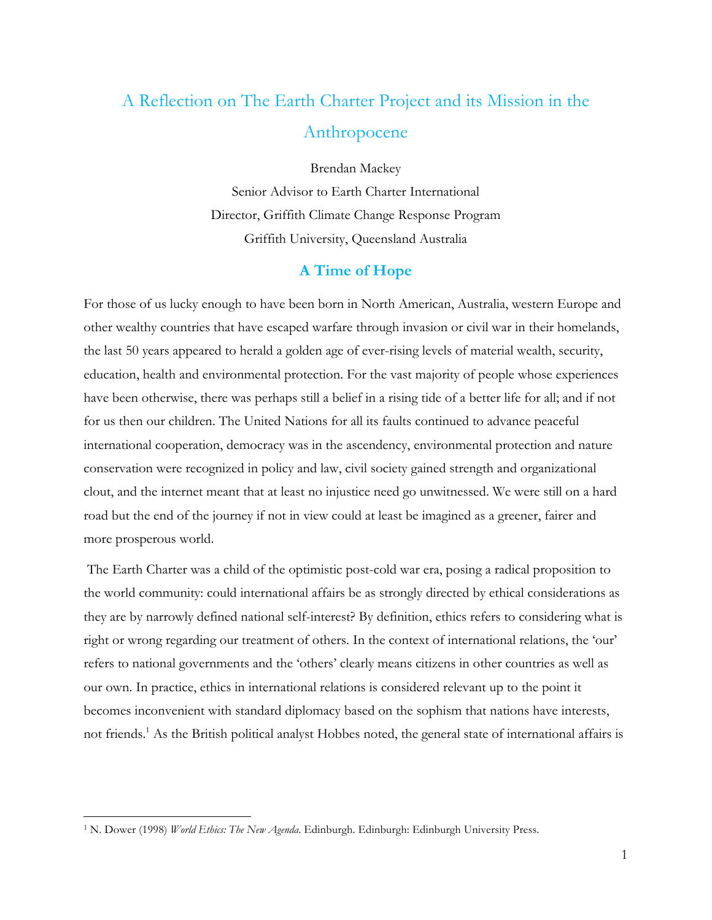# A Reflection on The Earth Charter Project and its Mission in the Anthropocene

Brendan Mackey

Senior Advisor to Earth Charter International

Director, Griffith Climate Change Response Program

Griffith University, Queensland Australia

## A Time of Hope

For those of us lucky enough to have been born in North American, Australia, western Europe and other wealthy countries that have escaped warfare through invasion or civil war in their homelands, the last 50 years appeared to herald a golden age of ever-rising levels of material wealth, security, education, health and environmental protection. For the vast majority of people whose experiences have been otherwise, there was perhaps still a belief in a rising tide of a better life for all; and if not for us then our children. The United Nations for all its faults continued to advance peaceful international cooperation, democracy was in the ascendency, environmental protection and nature conservation were recognized in policy and law, civil society gained strength and organizational clout, and the internet meant that at least no injustice need go unwitnessed. We were still on a hard road but the end of the journey if not in view could at least be imagined as a greener, fairer and more prosperous world.

The Earth Charter was a child of the optimistic post-cold war era, posing a radical proposition to the world community: could international affairs be as strongly directed by ethical considerations as they are by narrowly defined national self-interest? By definition, ethics refers to considering what is right or wrong regarding our treatment of others. In the context of international relations, the 'our' refers to national governments and the 'others' clearly means citizens in other countries as well as our own. In practice, ethics in international relations is considered relevant up to the point it becomes inconvenient with standard diplomacy based on the sophism that nations have interests, not friends.[1] As the British political analyst Hobbes noted, the general state of international affairs is

---

[1] N. Dower (1998) *World Ethics: The New Agenda*. Edinburgh. Edinburgh: Edinburgh University Press.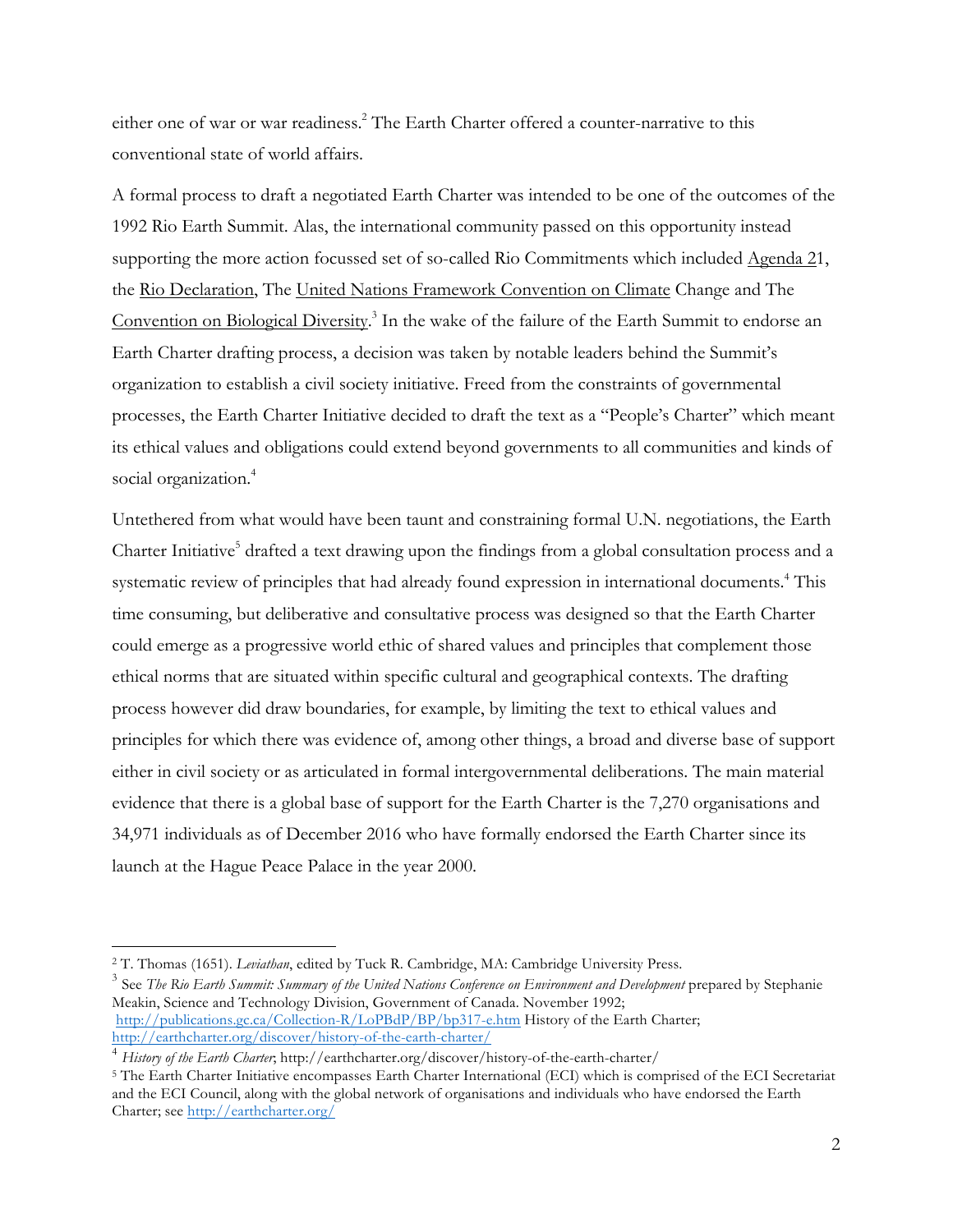either one of war or war readiness.[2] The Earth Charter offered a counter-narrative to this conventional state of world affairs.

A formal process to draft a negotiated Earth Charter was intended to be one of the outcomes of the 1992 Rio Earth Summit. Alas, the international community passed on this opportunity instead supporting the more action focussed set of so-called Rio Commitments which included Agenda 21, the Rio Declaration, The United Nations Framework Convention on Climate Change and The Convention on Biological Diversity.[3] In the wake of the failure of the Earth Summit to endorse an Earth Charter drafting process, a decision was taken by notable leaders behind the Summit's organization to establish a civil society initiative. Freed from the constraints of governmental processes, the Earth Charter Initiative decided to draft the text as a "People's Charter" which meant its ethical values and obligations could extend beyond governments to all communities and kinds of social organization.[4]

Untethered from what would have been taunt and constraining formal U.N. negotiations, the Earth Charter Initiative[5] drafted a text drawing upon the findings from a global consultation process and a systematic review of principles that had already found expression in international documents.[4] This time consuming, but deliberative and consultative process was designed so that the Earth Charter could emerge as a progressive world ethic of shared values and principles that complement those ethical norms that are situated within specific cultural and geographical contexts. The drafting process however did draw boundaries, for example, by limiting the text to ethical values and principles for which there was evidence of, among other things, a broad and diverse base of support either in civil society or as articulated in formal intergovernmental deliberations. The main material evidence that there is a global base of support for the Earth Charter is the 7,270 organisations and 34,971 individuals as of December 2016 who have formally endorsed the Earth Charter since its launch at the Hague Peace Palace in the year 2000.

---

[2] T. Thomas (1651). *Leviathan*, edited by Tuck R. Cambridge, MA: Cambridge University Press.

[3] See *The Rio Earth Summit: Summary of the United Nations Conference on Environment and Development* prepared by Stephanie Meakin, Science and Technology Division, Government of Canada. November 1992; http://publications.gc.ca/Collection-R/LoPBdP/BP/bp317-e.htm History of the Earth Charter; http://earthcharter.org/discover/history-of-the-earth-charter/

[4] *History of the Earth Charter*; http://earthcharter.org/discover/history-of-the-earth-charter/

[5] The Earth Charter Initiative encompasses Earth Charter International (ECI) which is comprised of the ECI Secretariat and the ECI Council, along with the global network of organisations and individuals who have endorsed the Earth Charter; see http://earthcharter.org/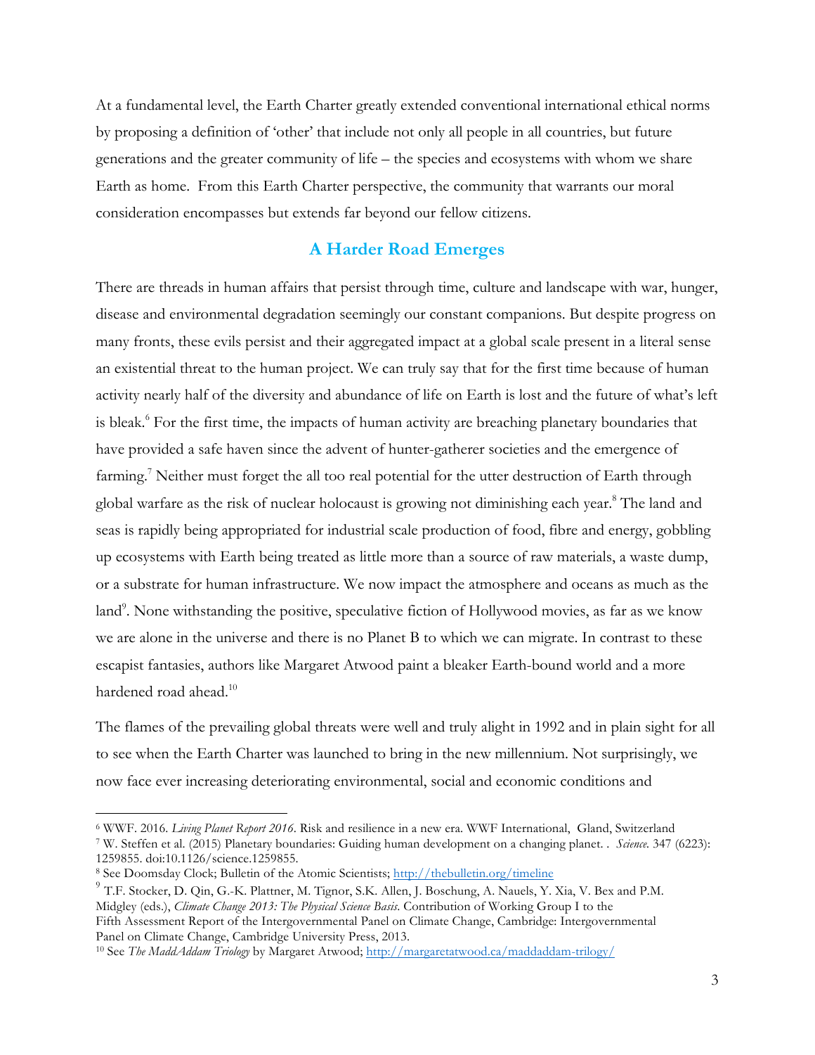At a fundamental level, the Earth Charter greatly extended conventional international ethical norms by proposing a definition of 'other' that include not only all people in all countries, but future generations and the greater community of life – the species and ecosystems with whom we share Earth as home. From this Earth Charter perspective, the community that warrants our moral consideration encompasses but extends far beyond our fellow citizens.

## A Harder Road Emerges

There are threads in human affairs that persist through time, culture and landscape with war, hunger, disease and environmental degradation seemingly our constant companions. But despite progress on many fronts, these evils persist and their aggregated impact at a global scale present in a literal sense an existential threat to the human project. We can truly say that for the first time because of human activity nearly half of the diversity and abundance of life on Earth is lost and the future of what's left is bleak.[6] For the first time, the impacts of human activity are breaching planetary boundaries that have provided a safe haven since the advent of hunter-gatherer societies and the emergence of farming.[7] Neither must forget the all too real potential for the utter destruction of Earth through global warfare as the risk of nuclear holocaust is growing not diminishing each year.[8] The land and seas is rapidly being appropriated for industrial scale production of food, fibre and energy, gobbling up ecosystems with Earth being treated as little more than a source of raw materials, a waste dump, or a substrate for human infrastructure. We now impact the atmosphere and oceans as much as the land[9]. None withstanding the positive, speculative fiction of Hollywood movies, as far as we know we are alone in the universe and there is no Planet B to which we can migrate. In contrast to these escapist fantasies, authors like Margaret Atwood paint a bleaker Earth-bound world and a more hardened road ahead.[10]

The flames of the prevailing global threats were well and truly alight in 1992 and in plain sight for all to see when the Earth Charter was launched to bring in the new millennium. Not surprisingly, we now face ever increasing deteriorating environmental, social and economic conditions and

---

[6] WWF. 2016. *Living Planet Report 2016*. Risk and resilience in a new era. WWF International, Gland, Switzerland

[7] W. Steffen et al. (2015) Planetary boundaries: Guiding human development on a changing planet. . *Science*. 347 (6223): 1259855. doi:10.1126/science.1259855.

[8] See Doomsday Clock; Bulletin of the Atomic Scientists; http://thebulletin.org/timeline

[9] T.F. Stocker, D. Qin, G.-K. Plattner, M. Tignor, S.K. Allen, J. Boschung, A. Nauels, Y. Xia, V. Bex and P.M. Midgley (eds.), *Climate Change 2013: The Physical Science Basis*. Contribution of Working Group I to the Fifth Assessment Report of the Intergovernmental Panel on Climate Change, Cambridge: Intergovernmental Panel on Climate Change, Cambridge University Press, 2013.

[10] See *The MaddAddam Triology* by Margaret Atwood; http://margaretatwood.ca/maddaddam-trilogy/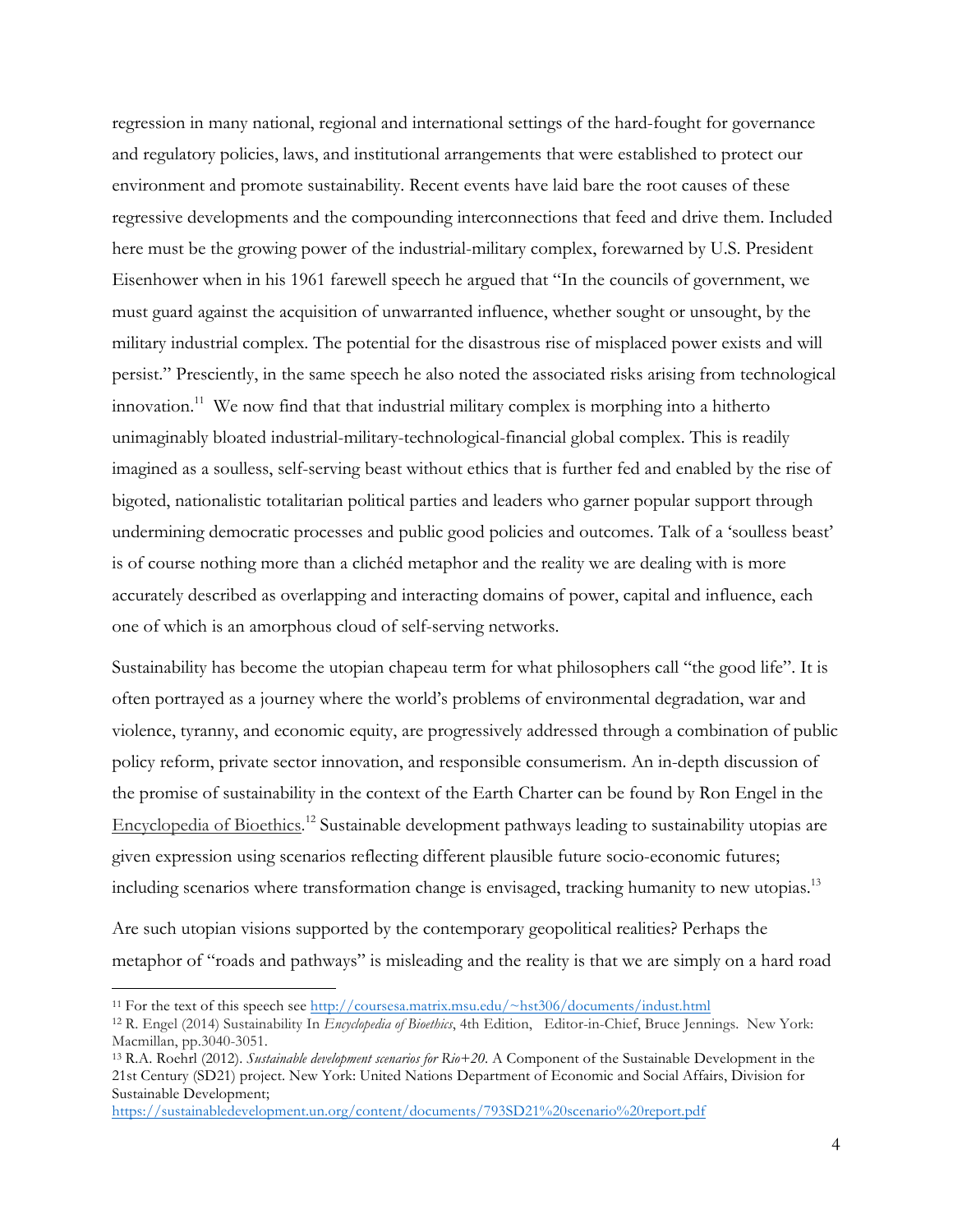regression in many national, regional and international settings of the hard-fought for governance and regulatory policies, laws, and institutional arrangements that were established to protect our environment and promote sustainability. Recent events have laid bare the root causes of these regressive developments and the compounding interconnections that feed and drive them. Included here must be the growing power of the industrial-military complex, forewarned by U.S. President Eisenhower when in his 1961 farewell speech he argued that "In the councils of government, we must guard against the acquisition of unwarranted influence, whether sought or unsought, by the military industrial complex. The potential for the disastrous rise of misplaced power exists and will persist." Presciently, in the same speech he also noted the associated risks arising from technological innovation.[11] We now find that that industrial military complex is morphing into a hitherto unimaginably bloated industrial-military-technological-financial global complex. This is readily imagined as a soulless, self-serving beast without ethics that is further fed and enabled by the rise of bigoted, nationalistic totalitarian political parties and leaders who garner popular support through undermining democratic processes and public good policies and outcomes. Talk of a 'soulless beast' is of course nothing more than a clichéd metaphor and the reality we are dealing with is more accurately described as overlapping and interacting domains of power, capital and influence, each one of which is an amorphous cloud of self-serving networks.

Sustainability has become the utopian chapeau term for what philosophers call "the good life". It is often portrayed as a journey where the world's problems of environmental degradation, war and violence, tyranny, and economic equity, are progressively addressed through a combination of public policy reform, private sector innovation, and responsible consumerism. An in-depth discussion of the promise of sustainability in the context of the Earth Charter can be found by Ron Engel in the Encyclopedia of Bioethics.[12] Sustainable development pathways leading to sustainability utopias are given expression using scenarios reflecting different plausible future socio-economic futures; including scenarios where transformation change is envisaged, tracking humanity to new utopias.[13]

Are such utopian visions supported by the contemporary geopolitical realities? Perhaps the metaphor of "roads and pathways" is misleading and the reality is that we are simply on a hard road

---

[11] For the text of this speech see http://coursesa.matrix.msu.edu/~hst306/documents/indust.html

[12] R. Engel (2014) Sustainability In *Encyclopedia of Bioethics*, 4th Edition, Editor-in-Chief, Bruce Jennings. New York: Macmillan, pp.3040-3051.

[13] R.A. Roehrl (2012). *Sustainable development scenarios for Rio+20.* A Component of the Sustainable Development in the 21st Century (SD21) project. New York: United Nations Department of Economic and Social Affairs, Division for Sustainable Development; https://sustainabledevelopment.un.org/content/documents/793SD21%20scenario%20report.pdf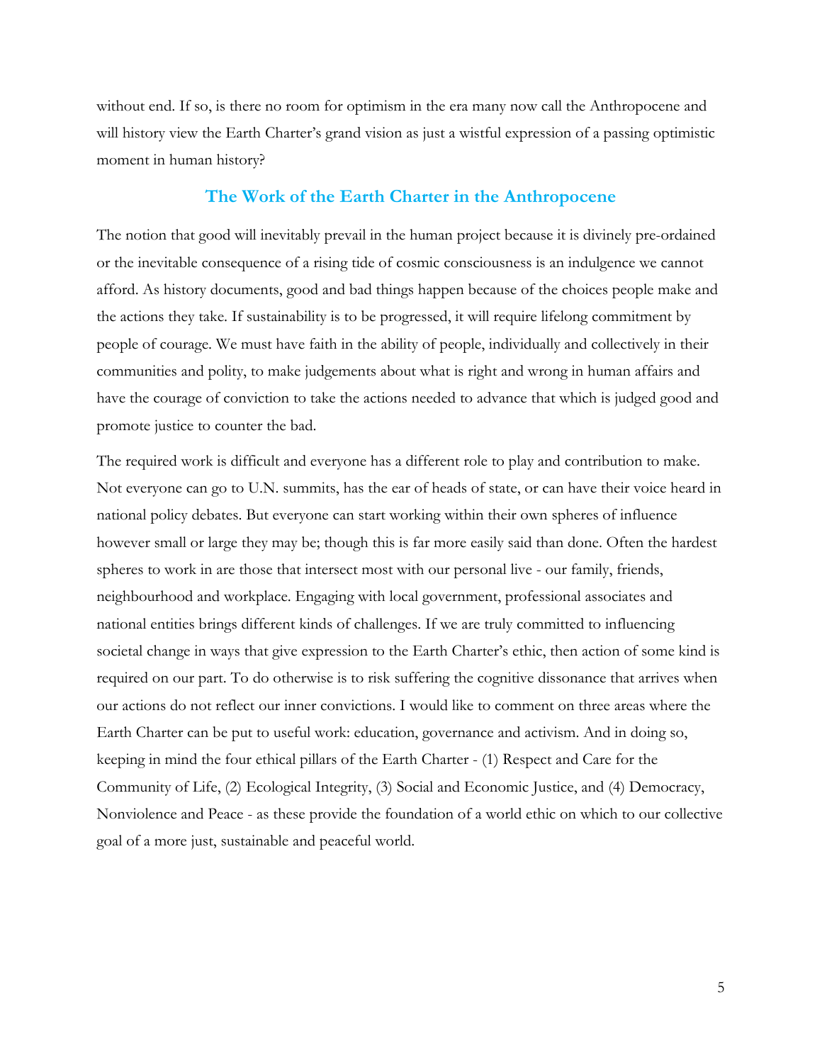without end. If so, is there no room for optimism in the era many now call the Anthropocene and will history view the Earth Charter's grand vision as just a wistful expression of a passing optimistic moment in human history?

## The Work of the Earth Charter in the Anthropocene

The notion that good will inevitably prevail in the human project because it is divinely pre-ordained or the inevitable consequence of a rising tide of cosmic consciousness is an indulgence we cannot afford. As history documents, good and bad things happen because of the choices people make and the actions they take. If sustainability is to be progressed, it will require lifelong commitment by people of courage. We must have faith in the ability of people, individually and collectively in their communities and polity, to make judgements about what is right and wrong in human affairs and have the courage of conviction to take the actions needed to advance that which is judged good and promote justice to counter the bad.

The required work is difficult and everyone has a different role to play and contribution to make. Not everyone can go to U.N. summits, has the ear of heads of state, or can have their voice heard in national policy debates. But everyone can start working within their own spheres of influence however small or large they may be; though this is far more easily said than done. Often the hardest spheres to work in are those that intersect most with our personal live - our family, friends, neighbourhood and workplace. Engaging with local government, professional associates and national entities brings different kinds of challenges. If we are truly committed to influencing societal change in ways that give expression to the Earth Charter's ethic, then action of some kind is required on our part. To do otherwise is to risk suffering the cognitive dissonance that arrives when our actions do not reflect our inner convictions. I would like to comment on three areas where the Earth Charter can be put to useful work: education, governance and activism. And in doing so, keeping in mind the four ethical pillars of the Earth Charter - (1) Respect and Care for the Community of Life, (2) Ecological Integrity, (3) Social and Economic Justice, and (4) Democracy, Nonviolence and Peace - as these provide the foundation of a world ethic on which to our collective goal of a more just, sustainable and peaceful world.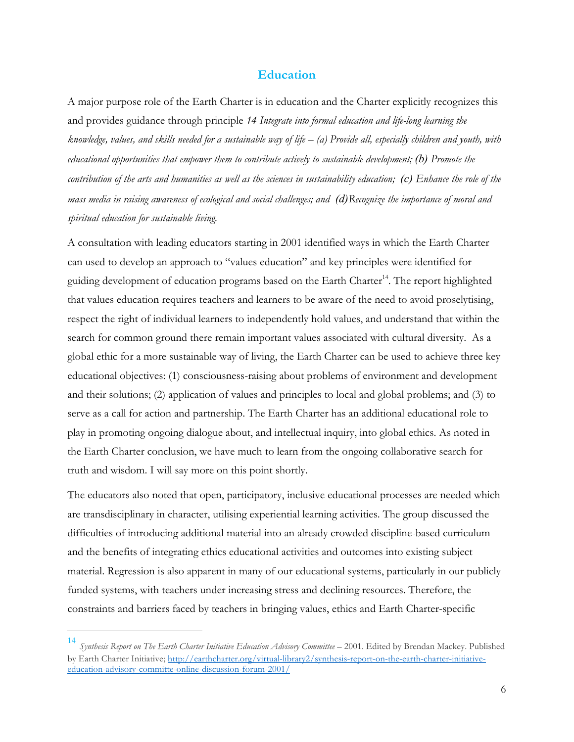## Education

A major purpose role of the Earth Charter is in education and the Charter explicitly recognizes this and provides guidance through principle *14 Integrate into formal education and life-long learning the knowledge, values, and skills needed for a sustainable way of life – (a) Provide all, especially children and youth, with educational opportunities that empower them to contribute actively to sustainable development; **(b)** Promote the contribution of the arts and humanities as well as the sciences in sustainability education; **(c)** Enhance the role of the mass media in raising awareness of ecological and social challenges; and **(d)**Recognize the importance of moral and spiritual education for sustainable living.*

A consultation with leading educators starting in 2001 identified ways in which the Earth Charter can used to develop an approach to "values education" and key principles were identified for guiding development of education programs based on the Earth Charter[14]. The report highlighted that values education requires teachers and learners to be aware of the need to avoid proselytising, respect the right of individual learners to independently hold values, and understand that within the search for common ground there remain important values associated with cultural diversity. As a global ethic for a more sustainable way of living, the Earth Charter can be used to achieve three key educational objectives: (1) consciousness-raising about problems of environment and development and their solutions; (2) application of values and principles to local and global problems; and (3) to serve as a call for action and partnership. The Earth Charter has an additional educational role to play in promoting ongoing dialogue about, and intellectual inquiry, into global ethics. As noted in the Earth Charter conclusion, we have much to learn from the ongoing collaborative search for truth and wisdom. I will say more on this point shortly.

The educators also noted that open, participatory, inclusive educational processes are needed which are transdisciplinary in character, utilising experiential learning activities. The group discussed the difficulties of introducing additional material into an already crowded discipline-based curriculum and the benefits of integrating ethics educational activities and outcomes into existing subject material. Regression is also apparent in many of our educational systems, particularly in our publicly funded systems, with teachers under increasing stress and declining resources. Therefore, the constraints and barriers faced by teachers in bringing values, ethics and Earth Charter-specific

---

[14] *Synthesis Report on The Earth Charter Initiative Education Advisory Committee* – 2001. Edited by Brendan Mackey. Published by Earth Charter Initiative; http://earthcharter.org/virtual-library2/synthesis-report-on-the-earth-charter-initiative-education-advisory-committe-online-discussion-forum-2001/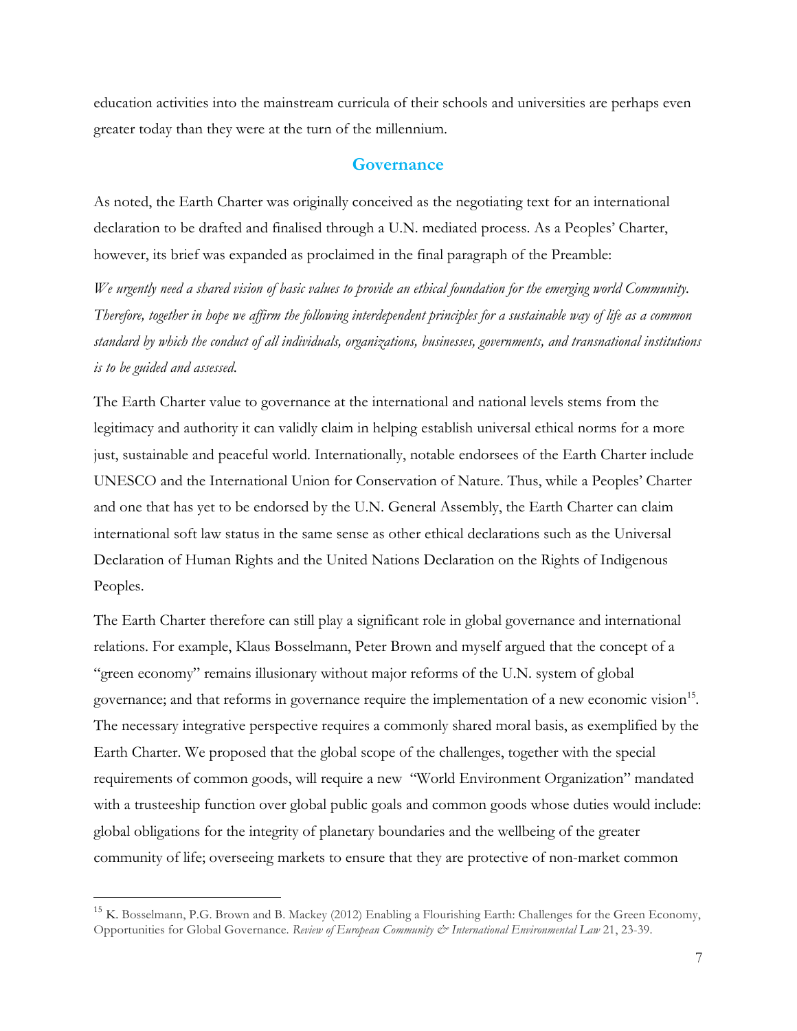education activities into the mainstream curricula of their schools and universities are perhaps even greater today than they were at the turn of the millennium.

## Governance

As noted, the Earth Charter was originally conceived as the negotiating text for an international declaration to be drafted and finalised through a U.N. mediated process. As a Peoples' Charter, however, its brief was expanded as proclaimed in the final paragraph of the Preamble:

*We urgently need a shared vision of basic values to provide an ethical foundation for the emerging world Community. Therefore, together in hope we affirm the following interdependent principles for a sustainable way of life as a common standard by which the conduct of all individuals, organizations, businesses, governments, and transnational institutions is to be guided and assessed.*

The Earth Charter value to governance at the international and national levels stems from the legitimacy and authority it can validly claim in helping establish universal ethical norms for a more just, sustainable and peaceful world. Internationally, notable endorsees of the Earth Charter include UNESCO and the International Union for Conservation of Nature. Thus, while a Peoples' Charter and one that has yet to be endorsed by the U.N. General Assembly, the Earth Charter can claim international soft law status in the same sense as other ethical declarations such as the Universal Declaration of Human Rights and the United Nations Declaration on the Rights of Indigenous Peoples.

The Earth Charter therefore can still play a significant role in global governance and international relations. For example, Klaus Bosselmann, Peter Brown and myself argued that the concept of a "green economy" remains illusionary without major reforms of the U.N. system of global governance; and that reforms in governance require the implementation of a new economic vision[15]. The necessary integrative perspective requires a commonly shared moral basis, as exemplified by the Earth Charter. We proposed that the global scope of the challenges, together with the special requirements of common goods, will require a new "World Environment Organization" mandated with a trusteeship function over global public goals and common goods whose duties would include: global obligations for the integrity of planetary boundaries and the wellbeing of the greater community of life; overseeing markets to ensure that they are protective of non-market common

[15] K. Bosselmann, P.G. Brown and B. Mackey (2012) Enabling a Flourishing Earth: Challenges for the Green Economy, Opportunities for Global Governance. *Review of European Community & International Environmental Law* 21, 23-39.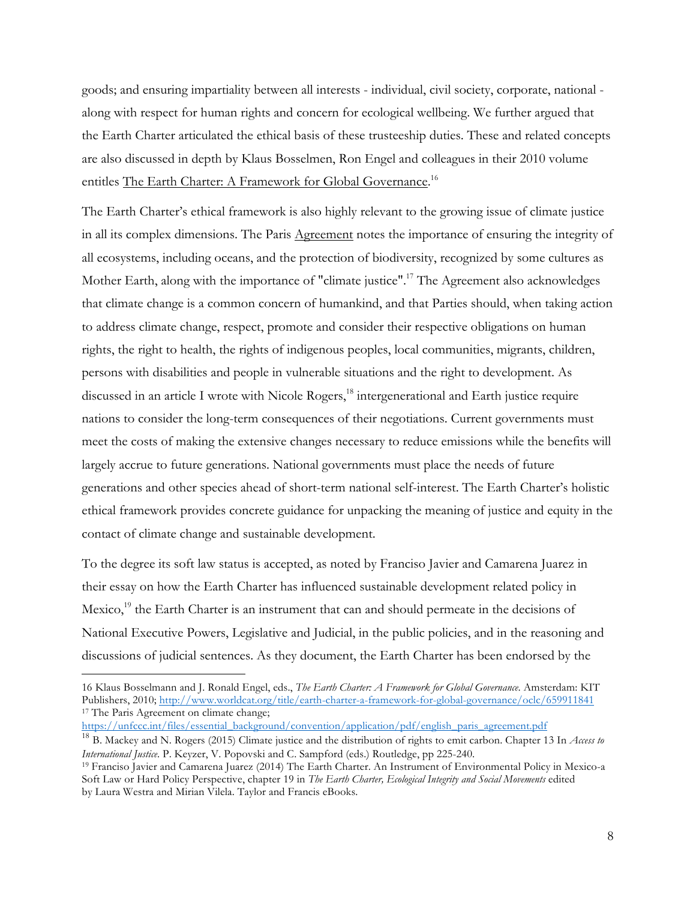goods; and ensuring impartiality between all interests - individual, civil society, corporate, national - along with respect for human rights and concern for ecological wellbeing. We further argued that the Earth Charter articulated the ethical basis of these trusteeship duties. These and related concepts are also discussed in depth by Klaus Bosselmen, Ron Engel and colleagues in their 2010 volume entitles The Earth Charter: A Framework for Global Governance.[16]

The Earth Charter's ethical framework is also highly relevant to the growing issue of climate justice in all its complex dimensions. The Paris Agreement notes the importance of ensuring the integrity of all ecosystems, including oceans, and the protection of biodiversity, recognized by some cultures as Mother Earth, along with the importance of "climate justice".[17] The Agreement also acknowledges that climate change is a common concern of humankind, and that Parties should, when taking action to address climate change, respect, promote and consider their respective obligations on human rights, the right to health, the rights of indigenous peoples, local communities, migrants, children, persons with disabilities and people in vulnerable situations and the right to development. As discussed in an article I wrote with Nicole Rogers,[18] intergenerational and Earth justice require nations to consider the long-term consequences of their negotiations. Current governments must meet the costs of making the extensive changes necessary to reduce emissions while the benefits will largely accrue to future generations. National governments must place the needs of future generations and other species ahead of short-term national self-interest. The Earth Charter's holistic ethical framework provides concrete guidance for unpacking the meaning of justice and equity in the contact of climate change and sustainable development.

To the degree its soft law status is accepted, as noted by Franciso Javier and Camarena Juarez in their essay on how the Earth Charter has influenced sustainable development related policy in Mexico,[19] the Earth Charter is an instrument that can and should permeate in the decisions of National Executive Powers, Legislative and Judicial, in the public policies, and in the reasoning and discussions of judicial sentences. As they document, the Earth Charter has been endorsed by the

---

16 Klaus Bosselmann and J. Ronald Engel, eds., *The Earth Charter: A Framework for Global Governance*. Amsterdam: KIT Publishers, 2010; http://www.worldcat.org/title/earth-charter-a-framework-for-global-governance/oclc/659911841

17 The Paris Agreement on climate change; https://unfccc.int/files/essential_background/convention/application/pdf/english_paris_agreement.pdf

18 B. Mackey and N. Rogers (2015) Climate justice and the distribution of rights to emit carbon. Chapter 13 In *Access to International Justice*. P. Keyzer, V. Popovski and C. Sampford (eds.) Routledge, pp 225-240.

19 Franciso Javier and Camarena Juarez (2014) The Earth Charter. An Instrument of Environmental Policy in Mexico-a Soft Law or Hard Policy Perspective, chapter 19 in *The Earth Charter, Ecological Integrity and Social Movements* edited by Laura Westra and Mirian Vilela. Taylor and Francis eBooks.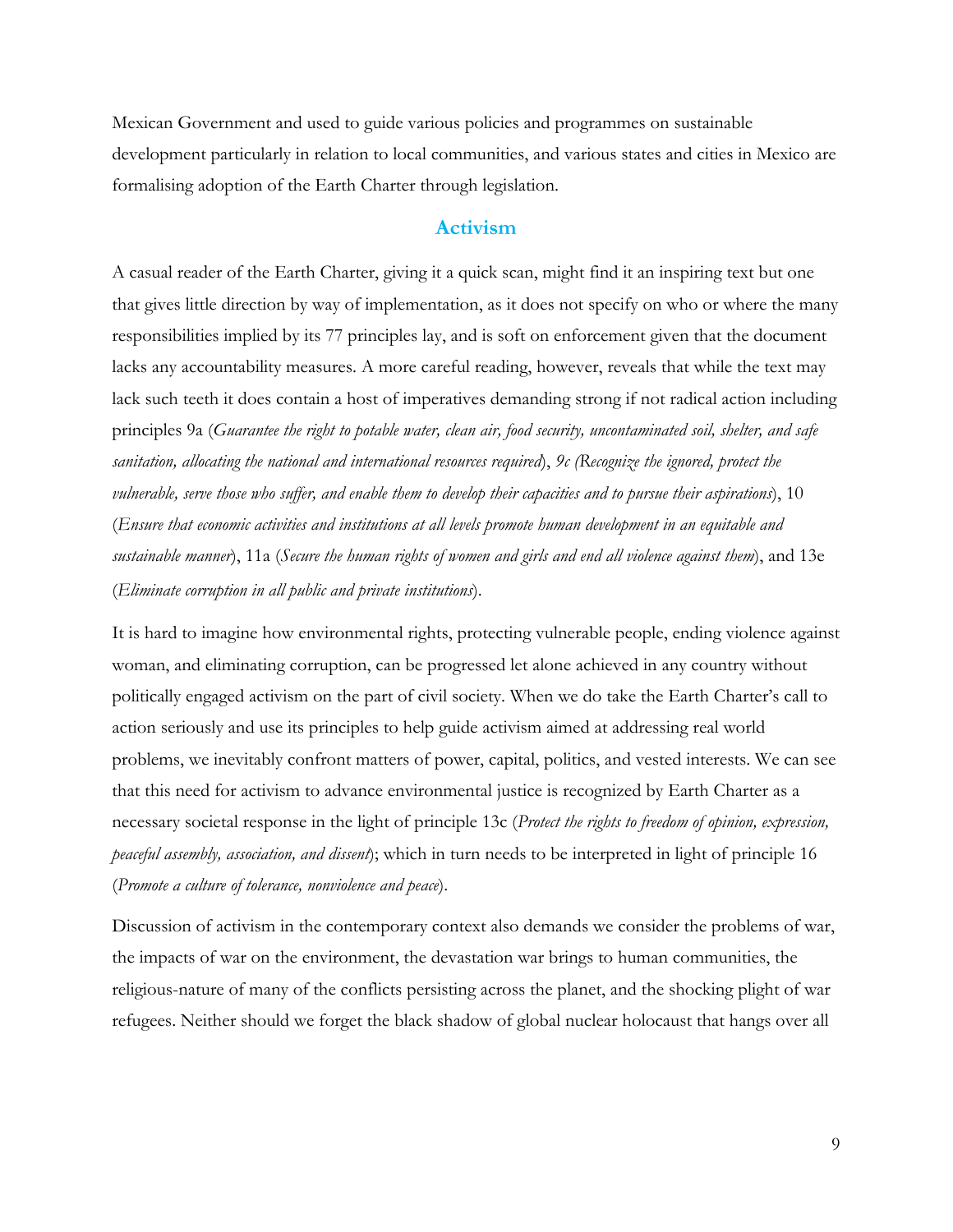Mexican Government and used to guide various policies and programmes on sustainable development particularly in relation to local communities, and various states and cities in Mexico are formalising adoption of the Earth Charter through legislation.

## Activism

A casual reader of the Earth Charter, giving it a quick scan, might find it an inspiring text but one that gives little direction by way of implementation, as it does not specify on who or where the many responsibilities implied by its 77 principles lay, and is soft on enforcement given that the document lacks any accountability measures. A more careful reading, however, reveals that while the text may lack such teeth it does contain a host of imperatives demanding strong if not radical action including principles 9a (*Guarantee the right to potable water, clean air, food security, uncontaminated soil, shelter, and safe sanitation, allocating the national and international resources required*), *9c (Recognize the ignored, protect the vulnerable, serve those who suffer, and enable them to develop their capacities and to pursue their aspirations*), 10 (*Ensure that economic activities and institutions at all levels promote human development in an equitable and sustainable manner*), 11a (*Secure the human rights of women and girls and end all violence against them*), and 13e (*Eliminate corruption in all public and private institutions*).

It is hard to imagine how environmental rights, protecting vulnerable people, ending violence against woman, and eliminating corruption, can be progressed let alone achieved in any country without politically engaged activism on the part of civil society. When we do take the Earth Charter's call to action seriously and use its principles to help guide activism aimed at addressing real world problems, we inevitably confront matters of power, capital, politics, and vested interests. We can see that this need for activism to advance environmental justice is recognized by Earth Charter as a necessary societal response in the light of principle 13c (*Protect the rights to freedom of opinion, expression, peaceful assembly, association, and dissent*); which in turn needs to be interpreted in light of principle 16 (*Promote a culture of tolerance, nonviolence and peace*).

Discussion of activism in the contemporary context also demands we consider the problems of war, the impacts of war on the environment, the devastation war brings to human communities, the religious-nature of many of the conflicts persisting across the planet, and the shocking plight of war refugees. Neither should we forget the black shadow of global nuclear holocaust that hangs over all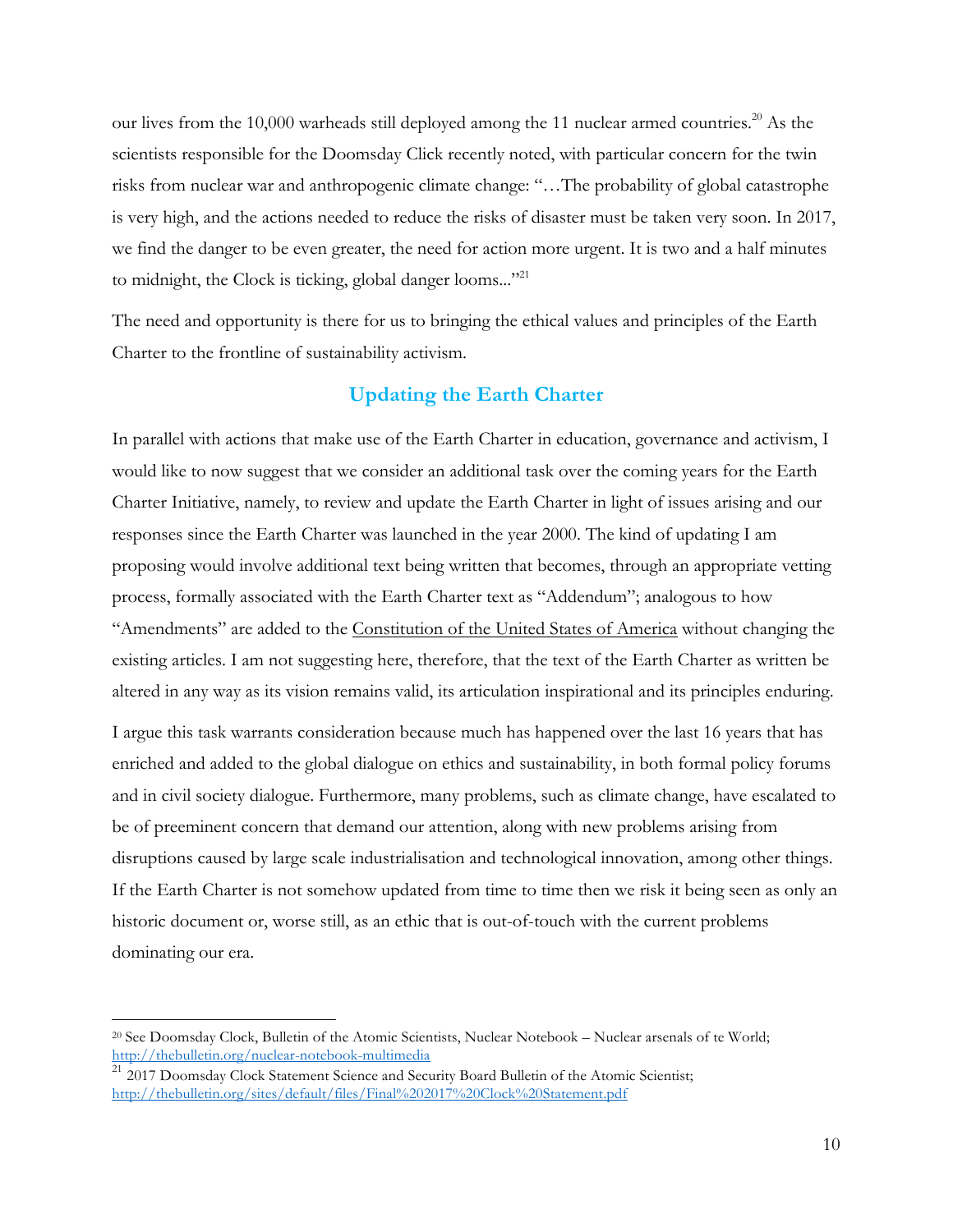our lives from the 10,000 warheads still deployed among the 11 nuclear armed countries.[20] As the scientists responsible for the Doomsday Click recently noted, with particular concern for the twin risks from nuclear war and anthropogenic climate change: "…The probability of global catastrophe is very high, and the actions needed to reduce the risks of disaster must be taken very soon. In 2017, we find the danger to be even greater, the need for action more urgent. It is two and a half minutes to midnight, the Clock is ticking, global danger looms..."[21]

The need and opportunity is there for us to bringing the ethical values and principles of the Earth Charter to the frontline of sustainability activism.

## Updating the Earth Charter

In parallel with actions that make use of the Earth Charter in education, governance and activism, I would like to now suggest that we consider an additional task over the coming years for the Earth Charter Initiative, namely, to review and update the Earth Charter in light of issues arising and our responses since the Earth Charter was launched in the year 2000. The kind of updating I am proposing would involve additional text being written that becomes, through an appropriate vetting process, formally associated with the Earth Charter text as "Addendum"; analogous to how "Amendments" are added to the Constitution of the United States of America without changing the existing articles. I am not suggesting here, therefore, that the text of the Earth Charter as written be altered in any way as its vision remains valid, its articulation inspirational and its principles enduring.

I argue this task warrants consideration because much has happened over the last 16 years that has enriched and added to the global dialogue on ethics and sustainability, in both formal policy forums and in civil society dialogue. Furthermore, many problems, such as climate change, have escalated to be of preeminent concern that demand our attention, along with new problems arising from disruptions caused by large scale industrialisation and technological innovation, among other things. If the Earth Charter is not somehow updated from time to time then we risk it being seen as only an historic document or, worse still, as an ethic that is out-of-touch with the current problems dominating our era.

---

[20] See Doomsday Clock, Bulletin of the Atomic Scientists, Nuclear Notebook – Nuclear arsenals of te World; http://thebulletin.org/nuclear-notebook-multimedia

[21] 2017 Doomsday Clock Statement Science and Security Board Bulletin of the Atomic Scientist; http://thebulletin.org/sites/default/files/Final%202017%20Clock%20Statement.pdf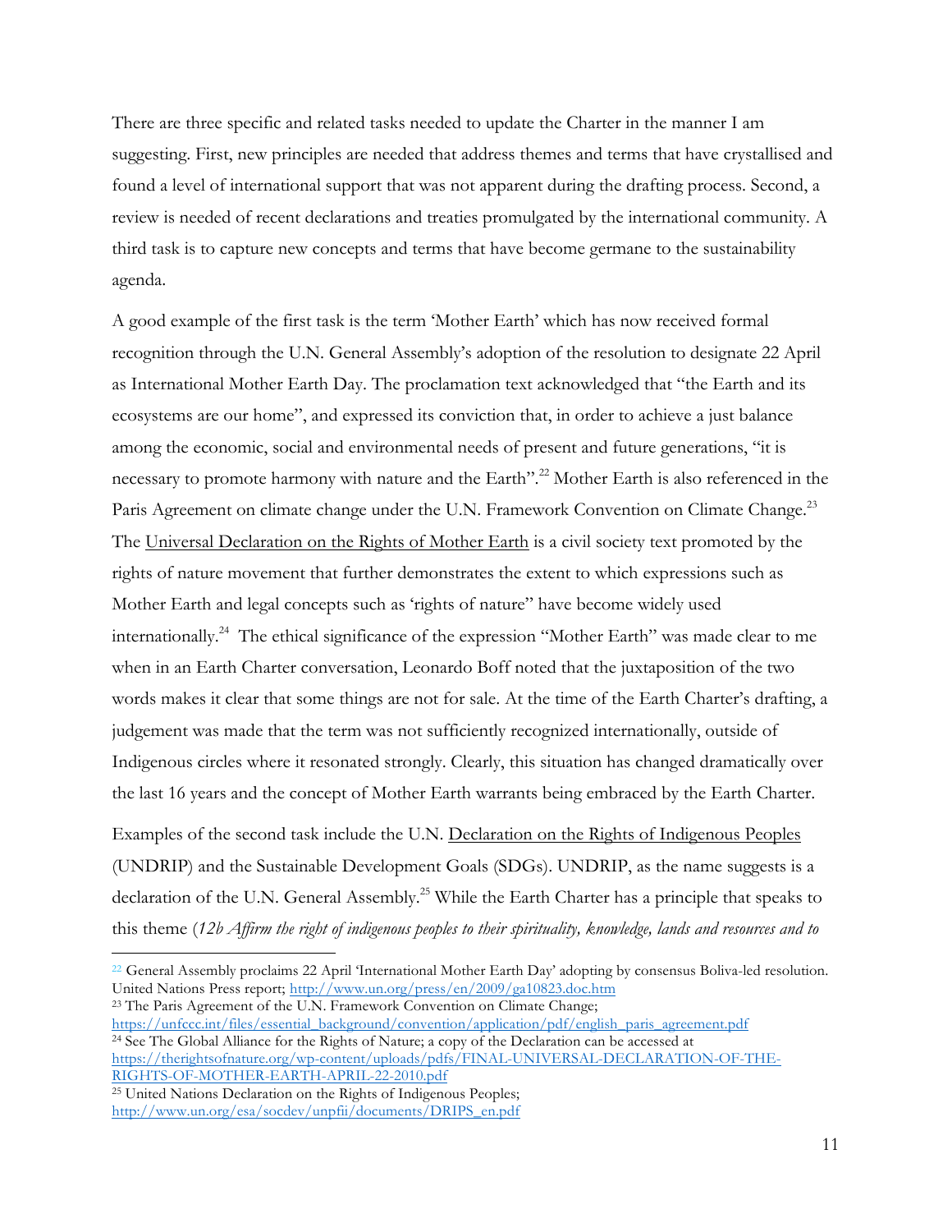There are three specific and related tasks needed to update the Charter in the manner I am suggesting. First, new principles are needed that address themes and terms that have crystallised and found a level of international support that was not apparent during the drafting process. Second, a review is needed of recent declarations and treaties promulgated by the international community. A third task is to capture new concepts and terms that have become germane to the sustainability agenda.

A good example of the first task is the term 'Mother Earth' which has now received formal recognition through the U.N. General Assembly's adoption of the resolution to designate 22 April as International Mother Earth Day. The proclamation text acknowledged that "the Earth and its ecosystems are our home", and expressed its conviction that, in order to achieve a just balance among the economic, social and environmental needs of present and future generations, "it is necessary to promote harmony with nature and the Earth".[22] Mother Earth is also referenced in the Paris Agreement on climate change under the U.N. Framework Convention on Climate Change.[23] The Universal Declaration on the Rights of Mother Earth is a civil society text promoted by the rights of nature movement that further demonstrates the extent to which expressions such as Mother Earth and legal concepts such as 'rights of nature" have become widely used internationally.[24] The ethical significance of the expression "Mother Earth" was made clear to me when in an Earth Charter conversation, Leonardo Boff noted that the juxtaposition of the two words makes it clear that some things are not for sale. At the time of the Earth Charter's drafting, a judgement was made that the term was not sufficiently recognized internationally, outside of Indigenous circles where it resonated strongly. Clearly, this situation has changed dramatically over the last 16 years and the concept of Mother Earth warrants being embraced by the Earth Charter.

Examples of the second task include the U.N. Declaration on the Rights of Indigenous Peoples (UNDRIP) and the Sustainable Development Goals (SDGs). UNDRIP, as the name suggests is a declaration of the U.N. General Assembly.[25] While the Earth Charter has a principle that speaks to this theme (*12b Affirm the right of indigenous peoples to their spirituality, knowledge, lands and resources and to*

---

[22] General Assembly proclaims 22 April 'International Mother Earth Day' adopting by consensus Boliva-led resolution. United Nations Press report; http://www.un.org/press/en/2009/ga10823.doc.htm

[23] The Paris Agreement of the U.N. Framework Convention on Climate Change; https://unfccc.int/files/essential_background/convention/application/pdf/english_paris_agreement.pdf

[24] See The Global Alliance for the Rights of Nature; a copy of the Declaration can be accessed at https://therightsofnature.org/wp-content/uploads/pdfs/FINAL-UNIVERSAL-DECLARATION-OF-THE-RIGHTS-OF-MOTHER-EARTH-APRIL-22-2010.pdf

[25] United Nations Declaration on the Rights of Indigenous Peoples; http://www.un.org/esa/socdev/unpfii/documents/DRIPS_en.pdf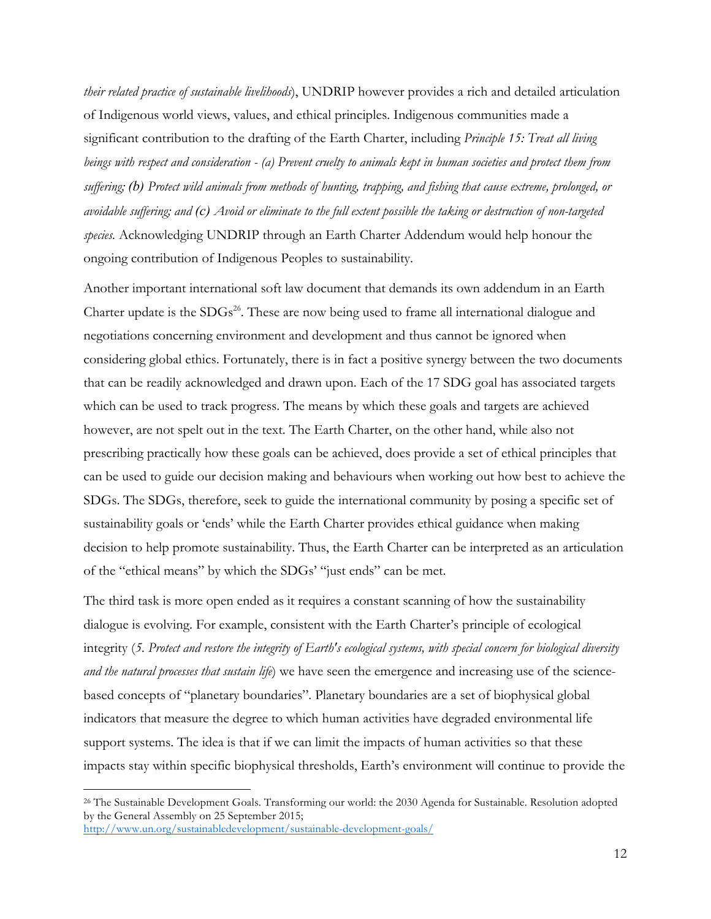*their related practice of sustainable livelihoods*), UNDRIP however provides a rich and detailed articulation of Indigenous world views, values, and ethical principles. Indigenous communities made a significant contribution to the drafting of the Earth Charter, including *Principle 15: Treat all living beings with respect and consideration - (a) Prevent cruelty to animals kept in human societies and protect them from suffering; (b) Protect wild animals from methods of hunting, trapping, and fishing that cause extreme, prolonged, or avoidable suffering; and (c) Avoid or eliminate to the full extent possible the taking or destruction of non-targeted species.* Acknowledging UNDRIP through an Earth Charter Addendum would help honour the ongoing contribution of Indigenous Peoples to sustainability.

Another important international soft law document that demands its own addendum in an Earth Charter update is the SDGs[26]. These are now being used to frame all international dialogue and negotiations concerning environment and development and thus cannot be ignored when considering global ethics. Fortunately, there is in fact a positive synergy between the two documents that can be readily acknowledged and drawn upon. Each of the 17 SDG goal has associated targets which can be used to track progress. The means by which these goals and targets are achieved however, are not spelt out in the text. The Earth Charter, on the other hand, while also not prescribing practically how these goals can be achieved, does provide a set of ethical principles that can be used to guide our decision making and behaviours when working out how best to achieve the SDGs. The SDGs, therefore, seek to guide the international community by posing a specific set of sustainability goals or 'ends' while the Earth Charter provides ethical guidance when making decision to help promote sustainability. Thus, the Earth Charter can be interpreted as an articulation of the "ethical means" by which the SDGs' "just ends" can be met.

The third task is more open ended as it requires a constant scanning of how the sustainability dialogue is evolving. For example, consistent with the Earth Charter's principle of ecological integrity (*5. Protect and restore the integrity of Earth's ecological systems, with special concern for biological diversity and the natural processes that sustain life*) we have seen the emergence and increasing use of the science-based concepts of "planetary boundaries". Planetary boundaries are a set of biophysical global indicators that measure the degree to which human activities have degraded environmental life support systems. The idea is that if we can limit the impacts of human activities so that these impacts stay within specific biophysical thresholds, Earth's environment will continue to provide the

---

[26] The Sustainable Development Goals. Transforming our world: the 2030 Agenda for Sustainable. Resolution adopted by the General Assembly on 25 September 2015; http://www.un.org/sustainabledevelopment/sustainable-development-goals/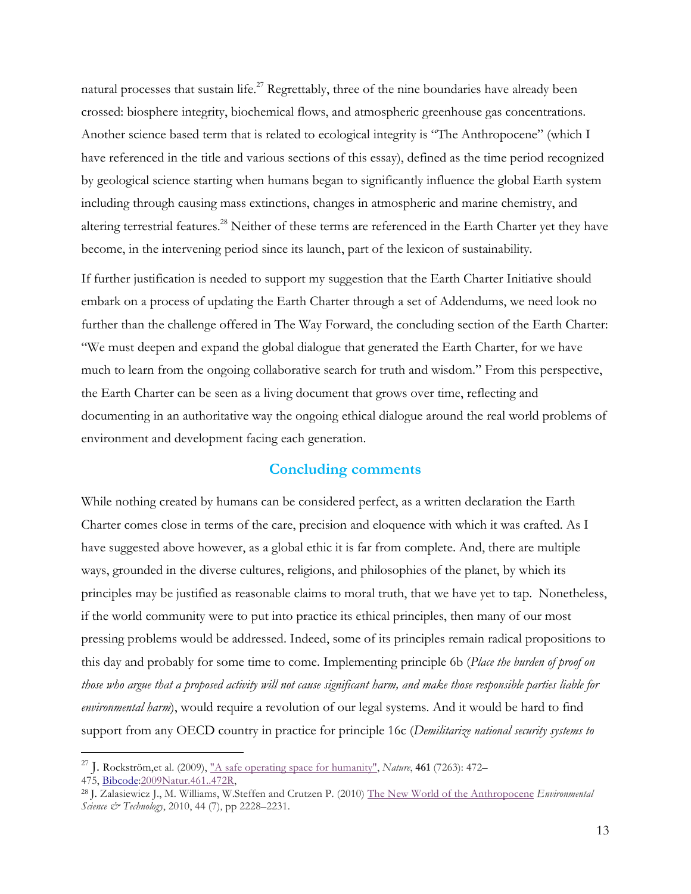natural processes that sustain life.[27] Regrettably, three of the nine boundaries have already been crossed: biosphere integrity, biochemical flows, and atmospheric greenhouse gas concentrations. Another science based term that is related to ecological integrity is "The Anthropocene" (which I have referenced in the title and various sections of this essay), defined as the time period recognized by geological science starting when humans began to significantly influence the global Earth system including through causing mass extinctions, changes in atmospheric and marine chemistry, and altering terrestrial features.[28] Neither of these terms are referenced in the Earth Charter yet they have become, in the intervening period since its launch, part of the lexicon of sustainability.

If further justification is needed to support my suggestion that the Earth Charter Initiative should embark on a process of updating the Earth Charter through a set of Addendums, we need look no further than the challenge offered in The Way Forward, the concluding section of the Earth Charter: "We must deepen and expand the global dialogue that generated the Earth Charter, for we have much to learn from the ongoing collaborative search for truth and wisdom." From this perspective, the Earth Charter can be seen as a living document that grows over time, reflecting and documenting in an authoritative way the ongoing ethical dialogue around the real world problems of environment and development facing each generation.

## Concluding comments

While nothing created by humans can be considered perfect, as a written declaration the Earth Charter comes close in terms of the care, precision and eloquence with which it was crafted. As I have suggested above however, as a global ethic it is far from complete. And, there are multiple ways, grounded in the diverse cultures, religions, and philosophies of the planet, by which its principles may be justified as reasonable claims to moral truth, that we have yet to tap. Nonetheless, if the world community were to put into practice its ethical principles, then many of our most pressing problems would be addressed. Indeed, some of its principles remain radical propositions to this day and probably for some time to come. Implementing principle 6b (*Place the burden of proof on those who argue that a proposed activity will not cause significant harm, and make those responsible parties liable for environmental harm*), would require a revolution of our legal systems. And it would be hard to find support from any OECD country in practice for principle 16c (*Demilitarize national security systems to*

---

[27] J. Rockström,et al. (2009), "A safe operating space for humanity", *Nature*, **461** (7263): 472–475, Bibcode:2009Natur.461..472R,

[28] J. Zalasiewicz J., M. Williams, W.Steffen and Crutzen P. (2010) The New World of the Anthropocene *Environmental Science & Technology*, 2010, 44 (7), pp 2228–2231.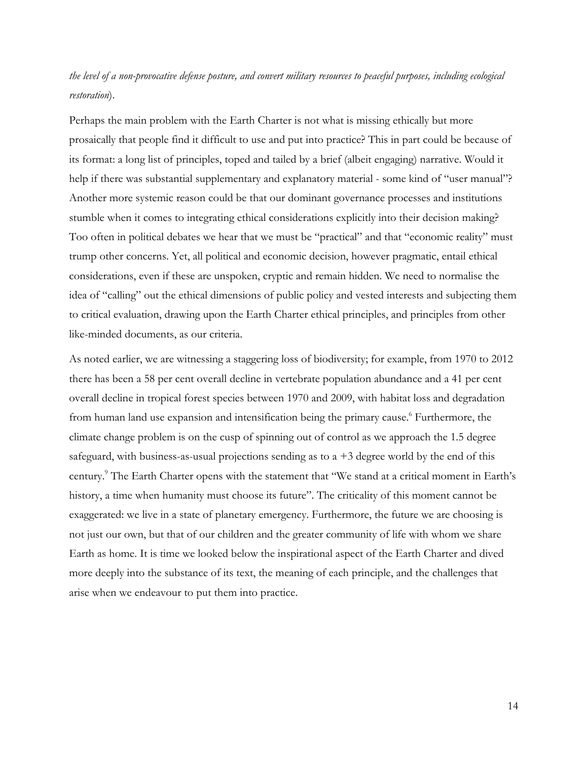*the level of a non-provocative defense posture, and convert military resources to peaceful purposes, including ecological restoration*).

Perhaps the main problem with the Earth Charter is not what is missing ethically but more prosaically that people find it difficult to use and put into practice? This in part could be because of its format: a long list of principles, toped and tailed by a brief (albeit engaging) narrative. Would it help if there was substantial supplementary and explanatory material - some kind of "user manual"? Another more systemic reason could be that our dominant governance processes and institutions stumble when it comes to integrating ethical considerations explicitly into their decision making? Too often in political debates we hear that we must be "practical" and that "economic reality" must trump other concerns. Yet, all political and economic decision, however pragmatic, entail ethical considerations, even if these are unspoken, cryptic and remain hidden. We need to normalise the idea of "calling" out the ethical dimensions of public policy and vested interests and subjecting them to critical evaluation, drawing upon the Earth Charter ethical principles, and principles from other like-minded documents, as our criteria.

As noted earlier, we are witnessing a staggering loss of biodiversity; for example, from 1970 to 2012 there has been a 58 per cent overall decline in vertebrate population abundance and a 41 per cent overall decline in tropical forest species between 1970 and 2009, with habitat loss and degradation from human land use expansion and intensification being the primary cause.[6] Furthermore, the climate change problem is on the cusp of spinning out of control as we approach the 1.5 degree safeguard, with business-as-usual projections sending as to a +3 degree world by the end of this century.[9] The Earth Charter opens with the statement that "We stand at a critical moment in Earth's history, a time when humanity must choose its future". The criticality of this moment cannot be exaggerated: we live in a state of planetary emergency. Furthermore, the future we are choosing is not just our own, but that of our children and the greater community of life with whom we share Earth as home. It is time we looked below the inspirational aspect of the Earth Charter and dived more deeply into the substance of its text, the meaning of each principle, and the challenges that arise when we endeavour to put them into practice.